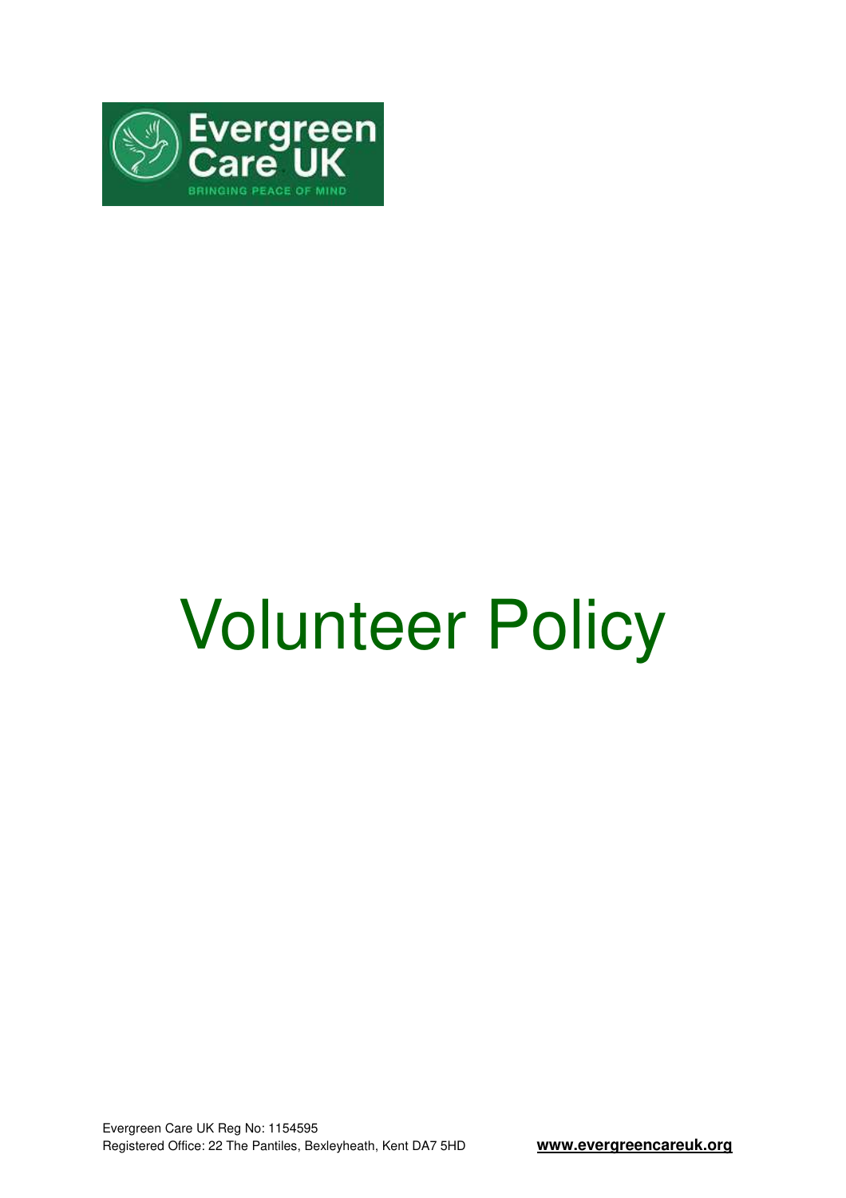# Volunteer Policy

Evergreen Care UK Reg No: 1154595
Registered Office: 22 The Pantiles, Bexleyheath, Kent DA7 5HD **www.evergreencareuk.org**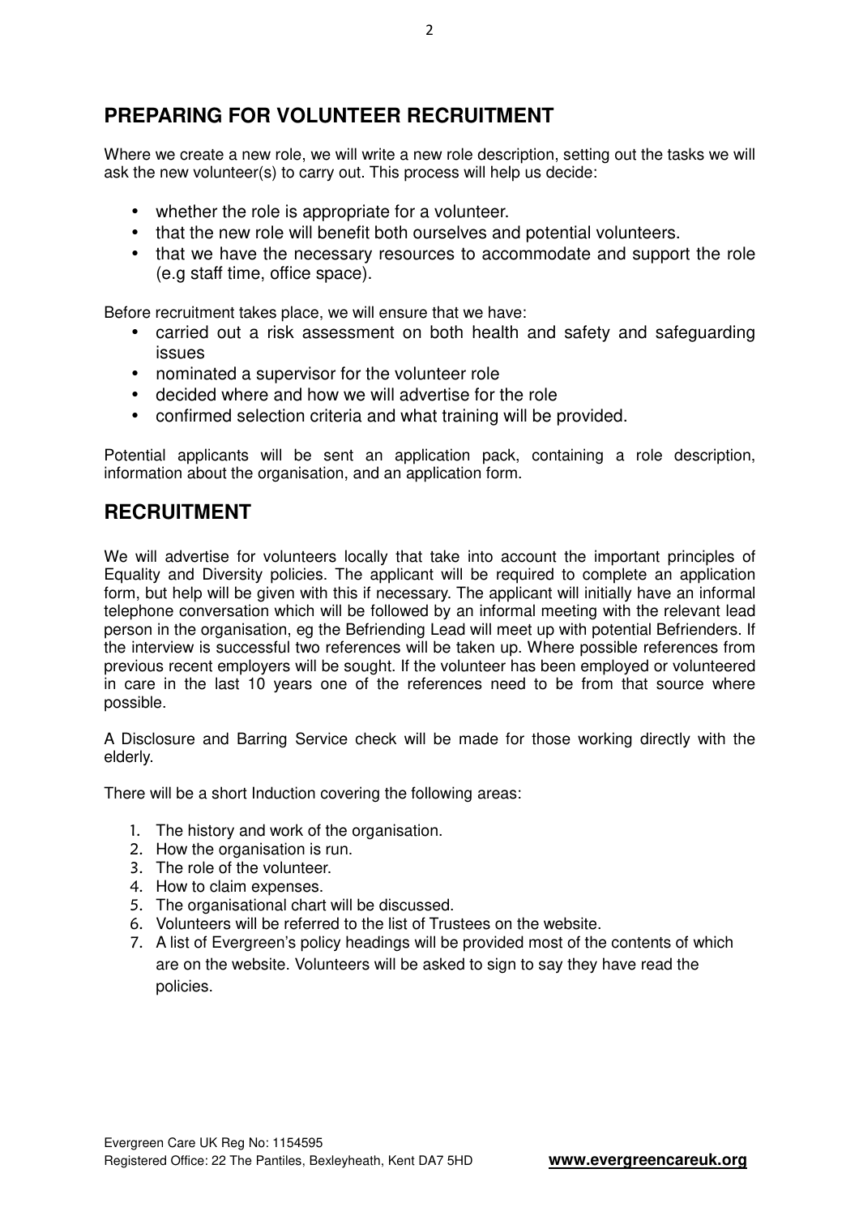## PREPARING FOR VOLUNTEER RECRUITMENT

Where we create a new role, we will write a new role description, setting out the tasks we will ask the new volunteer(s) to carry out. This process will help us decide:

- whether the role is appropriate for a volunteer.
- that the new role will benefit both ourselves and potential volunteers.
- that we have the necessary resources to accommodate and support the role (e.g staff time, office space).

Before recruitment takes place, we will ensure that we have:

- carried out a risk assessment on both health and safety and safeguarding issues
- nominated a supervisor for the volunteer role
- decided where and how we will advertise for the role
- confirmed selection criteria and what training will be provided.

Potential applicants will be sent an application pack, containing a role description, information about the organisation, and an application form.

## RECRUITMENT

We will advertise for volunteers locally that take into account the important principles of Equality and Diversity policies. The applicant will be required to complete an application form, but help will be given with this if necessary. The applicant will initially have an informal telephone conversation which will be followed by an informal meeting with the relevant lead person in the organisation, eg the Befriending Lead will meet up with potential Befrienders. If the interview is successful two references will be taken up. Where possible references from previous recent employers will be sought. If the volunteer has been employed or volunteered in care in the last 10 years one of the references need to be from that source where possible.

A Disclosure and Barring Service check will be made for those working directly with the elderly.

There will be a short Induction covering the following areas:

1. The history and work of the organisation.
2. How the organisation is run.
3. The role of the volunteer.
4. How to claim expenses.
5. The organisational chart will be discussed.
6. Volunteers will be referred to the list of Trustees on the website.
7. A list of Evergreen's policy headings will be provided most of the contents of which are on the website. Volunteers will be asked to sign to say they have read the policies.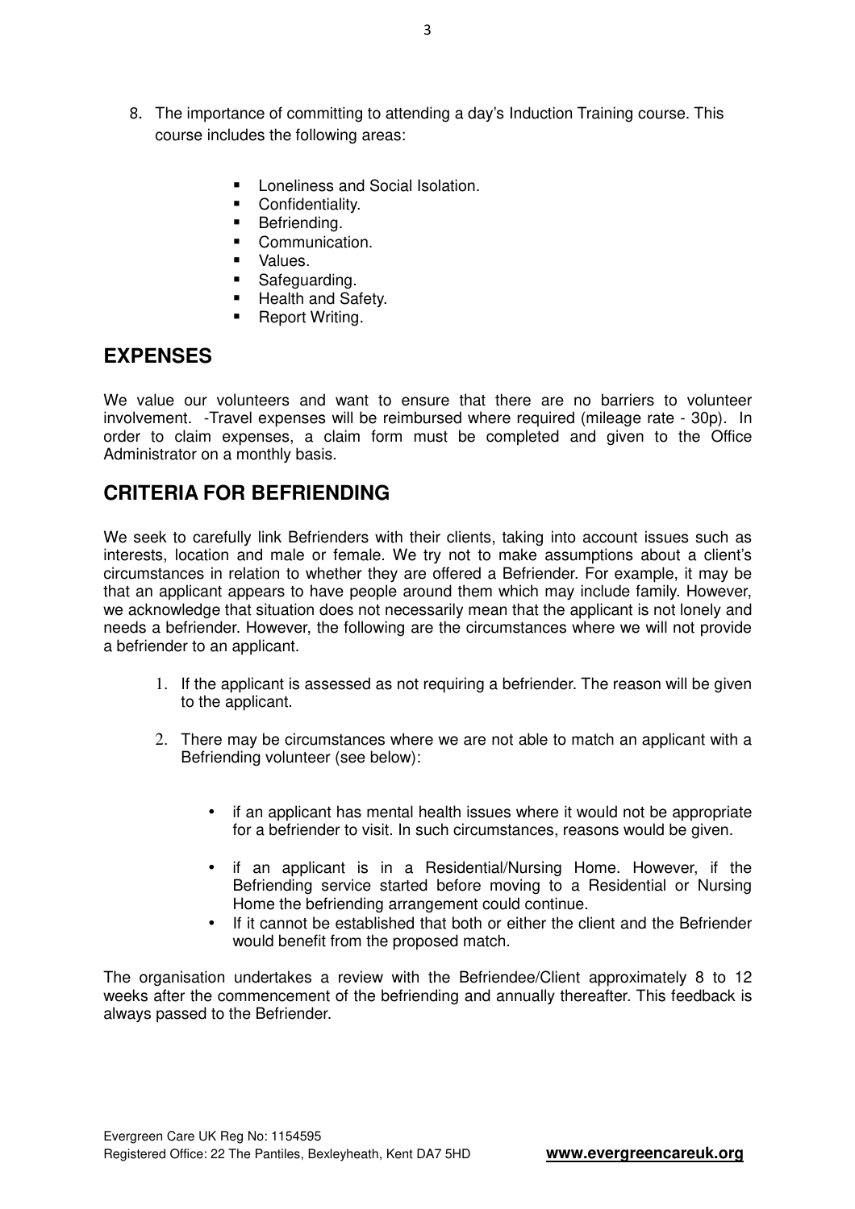8. The importance of committing to attending a day's Induction Training course. This course includes the following areas:

    - Loneliness and Social Isolation.
    - Confidentiality.
    - Befriending.
    - Communication.
    - Values.
    - Safeguarding.
    - Health and Safety.
    - Report Writing.

## EXPENSES

We value our volunteers and want to ensure that there are no barriers to volunteer involvement. -Travel expenses will be reimbursed where required (mileage rate - 30p). In order to claim expenses, a claim form must be completed and given to the Office Administrator on a monthly basis.

## CRITERIA FOR BEFRIENDING

We seek to carefully link Befrienders with their clients, taking into account issues such as interests, location and male or female. We try not to make assumptions about a client's circumstances in relation to whether they are offered a Befriender. For example, it may be that an applicant appears to have people around them which may include family. However, we acknowledge that situation does not necessarily mean that the applicant is not lonely and needs a befriender. However, the following are the circumstances where we will not provide a befriender to an applicant.

1. If the applicant is assessed as not requiring a befriender. The reason will be given to the applicant.

2. There may be circumstances where we are not able to match an applicant with a Befriending volunteer (see below):

    - if an applicant has mental health issues where it would not be appropriate for a befriender to visit. In such circumstances, reasons would be given.
    - if an applicant is in a Residential/Nursing Home. However, if the Befriending service started before moving to a Residential or Nursing Home the befriending arrangement could continue.
    - If it cannot be established that both or either the client and the Befriender would benefit from the proposed match.

The organisation undertakes a review with the Befriendee/Client approximately 8 to 12 weeks after the commencement of the befriending and annually thereafter. This feedback is always passed to the Befriender.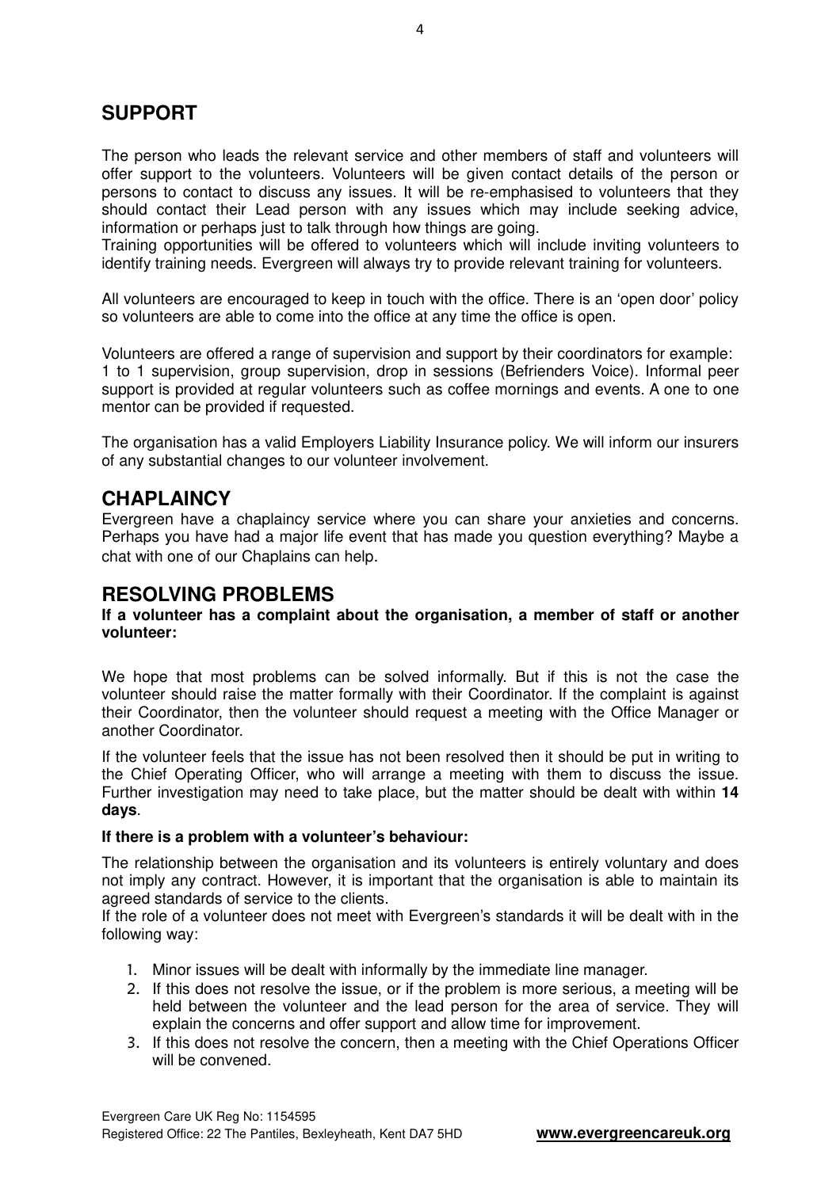## SUPPORT

The person who leads the relevant service and other members of staff and volunteers will offer support to the volunteers. Volunteers will be given contact details of the person or persons to contact to discuss any issues. It will be re-emphasised to volunteers that they should contact their Lead person with any issues which may include seeking advice, information or perhaps just to talk through how things are going.
Training opportunities will be offered to volunteers which will include inviting volunteers to identify training needs. Evergreen will always try to provide relevant training for volunteers.

All volunteers are encouraged to keep in touch with the office. There is an 'open door' policy so volunteers are able to come into the office at any time the office is open.

Volunteers are offered a range of supervision and support by their coordinators for example: 1 to 1 supervision, group supervision, drop in sessions (Befrienders Voice). Informal peer support is provided at regular volunteers such as coffee mornings and events. A one to one mentor can be provided if requested.

The organisation has a valid Employers Liability Insurance policy. We will inform our insurers of any substantial changes to our volunteer involvement.

## CHAPLAINCY

Evergreen have a chaplaincy service where you can share your anxieties and concerns. Perhaps you have had a major life event that has made you question everything? Maybe a chat with one of our Chaplains can help.

## RESOLVING PROBLEMS

**If a volunteer has a complaint about the organisation, a member of staff or another volunteer:**

We hope that most problems can be solved informally. But if this is not the case the volunteer should raise the matter formally with their Coordinator. If the complaint is against their Coordinator, then the volunteer should request a meeting with the Office Manager or another Coordinator.

If the volunteer feels that the issue has not been resolved then it should be put in writing to the Chief Operating Officer, who will arrange a meeting with them to discuss the issue. Further investigation may need to take place, but the matter should be dealt with within **14 days**.

**If there is a problem with a volunteer's behaviour:**

The relationship between the organisation and its volunteers is entirely voluntary and does not imply any contract. However, it is important that the organisation is able to maintain its agreed standards of service to the clients.
If the role of a volunteer does not meet with Evergreen's standards it will be dealt with in the following way:

1. Minor issues will be dealt with informally by the immediate line manager.
2. If this does not resolve the issue, or if the problem is more serious, a meeting will be held between the volunteer and the lead person for the area of service. They will explain the concerns and offer support and allow time for improvement.
3. If this does not resolve the concern, then a meeting with the Chief Operations Officer will be convened.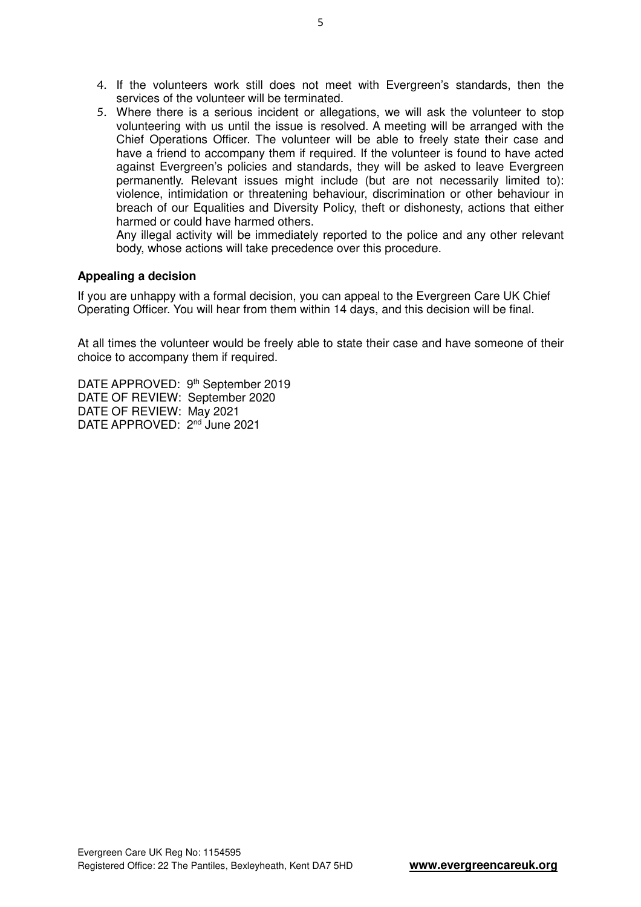4. If the volunteers work still does not meet with Evergreen's standards, then the services of the volunteer will be terminated.
5. Where there is a serious incident or allegations, we will ask the volunteer to stop volunteering with us until the issue is resolved. A meeting will be arranged with the Chief Operations Officer. The volunteer will be able to freely state their case and have a friend to accompany them if required. If the volunteer is found to have acted against Evergreen's policies and standards, they will be asked to leave Evergreen permanently. Relevant issues might include (but are not necessarily limited to): violence, intimidation or threatening behaviour, discrimination or other behaviour in breach of our Equalities and Diversity Policy, theft or dishonesty, actions that either harmed or could have harmed others.

   Any illegal activity will be immediately reported to the police and any other relevant body, whose actions will take precedence over this procedure.

**Appealing a decision**

If you are unhappy with a formal decision, you can appeal to the Evergreen Care UK Chief Operating Officer. You will hear from them within 14 days, and this decision will be final.

At all times the volunteer would be freely able to state their case and have someone of their choice to accompany them if required.

DATE APPROVED: 9th September 2019
DATE OF REVIEW: September 2020
DATE OF REVIEW: May 2021
DATE APPROVED: 2nd June 2021

Evergreen Care UK Reg No: 1154595
Registered Office: 22 The Pantiles, Bexleyheath, Kent DA7 5HD **www.evergreencareuk.org**